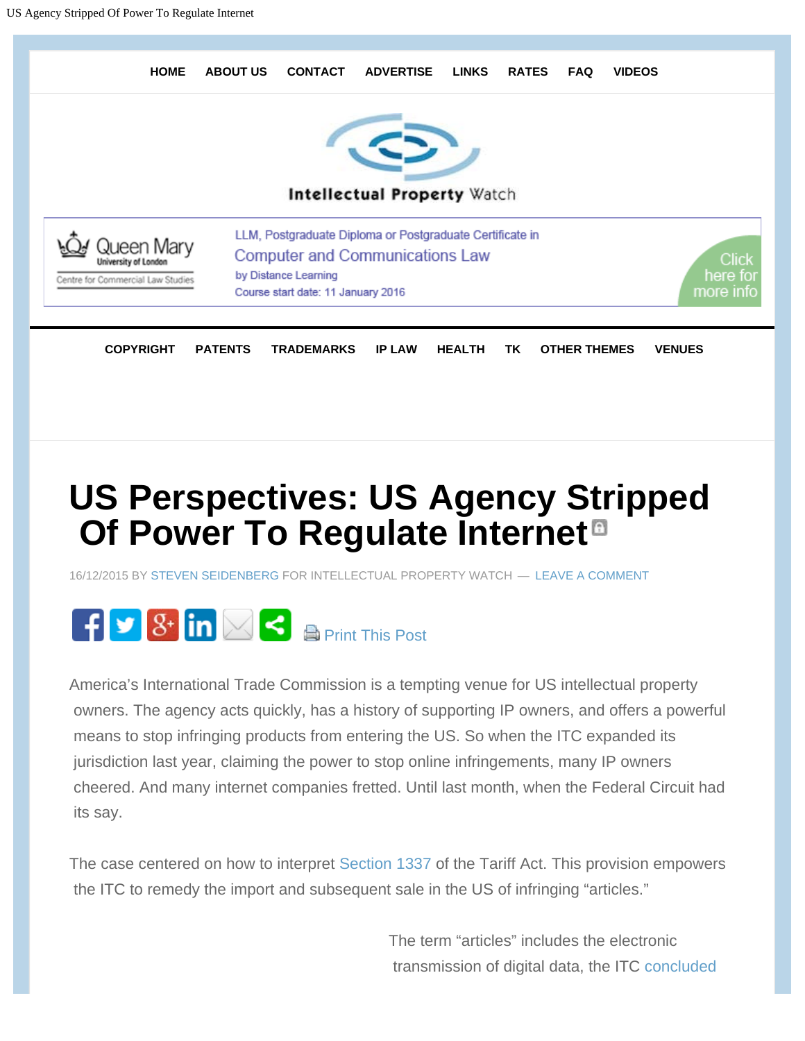HOME ABOUT US CONTACT ADVERTISE LINKS RATES FAQ VIDEOS

Intellectual Property Watch

Queen Mary University of London — Centre for Commercial Law Studies

LLM, Postgraduate Diploma or Postgraduate Certificate in Computer and Communications Law by Distance Learning

Course start date: 11 January 2016

Click here for more info

COPYRIGHT PATENTS TRADEMARKS IP LAW HEALTH TK OTHER THEMES VENUES

# US Perspectives: US Agency Stripped Of Power To Regulate Internet

16/12/2015 BY STEVEN SEIDENBERG FOR INTELLECTUAL PROPERTY WATCH — LEAVE A COMMENT

Print This Post

America's International Trade Commission is a tempting venue for US intellectual property owners. The agency acts quickly, has a history of supporting IP owners, and offers a powerful means to stop infringing products from entering the US. So when the ITC expanded its jurisdiction last year, claiming the power to stop online infringements, many IP owners cheered. And many internet companies fretted. Until last month, when the Federal Circuit had its say.

The case centered on how to interpret Section 1337 of the Tariff Act. This provision empowers the ITC to remedy the import and subsequent sale in the US of infringing "articles."

The term "articles" includes the electronic transmission of digital data, the ITC concluded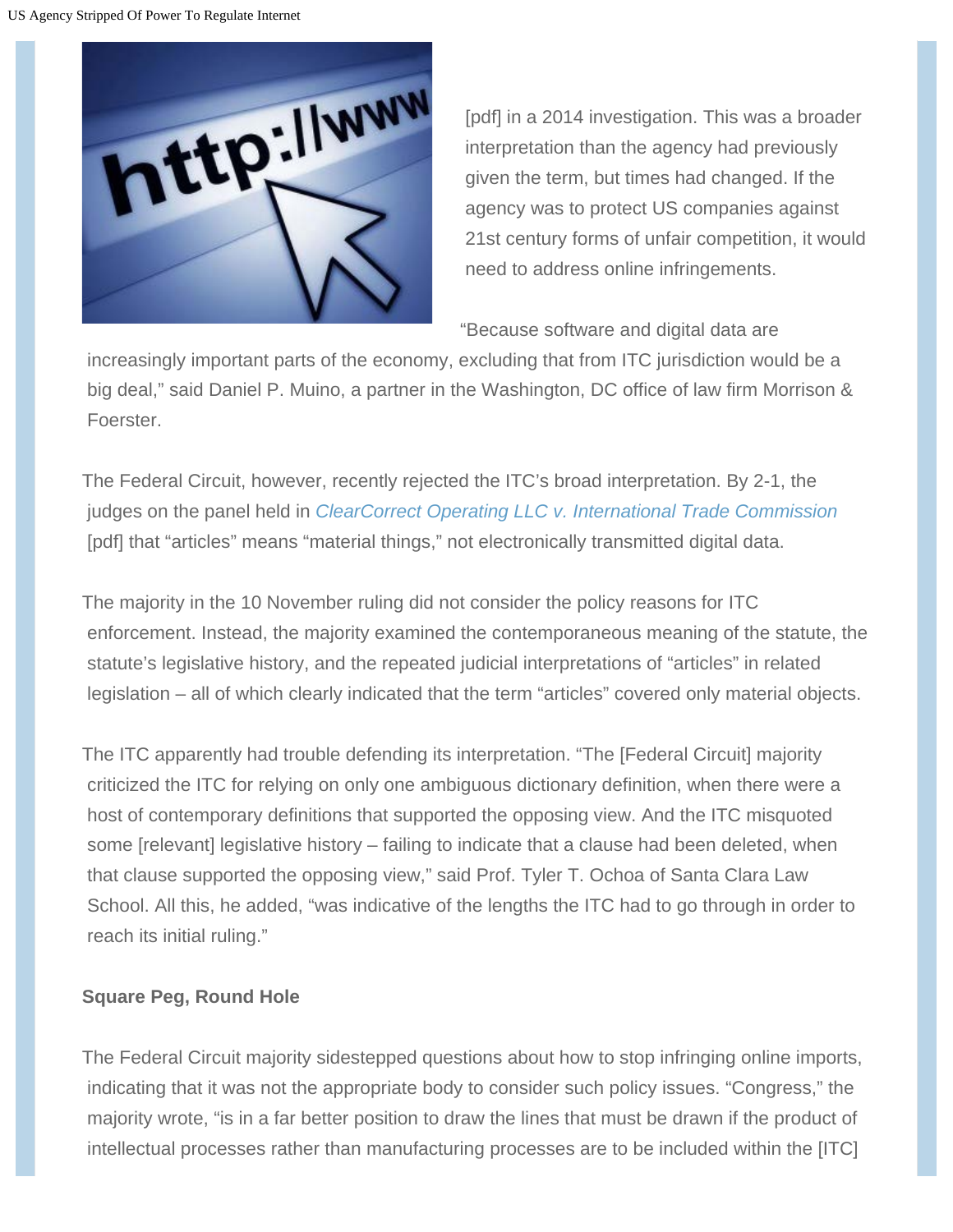[pdf] in a 2014 investigation. This was a broader interpretation than the agency had previously given the term, but times had changed. If the agency was to protect US companies against 21st century forms of unfair competition, it would need to address online infringements.

"Because software and digital data are increasingly important parts of the economy, excluding that from ITC jurisdiction would be a big deal," said Daniel P. Muino, a partner in the Washington, DC office of law firm Morrison & Foerster.

The Federal Circuit, however, recently rejected the ITC's broad interpretation. By 2-1, the judges on the panel held in *ClearCorrect Operating LLC v. International Trade Commission* [pdf] that "articles" means "material things," not electronically transmitted digital data.

The majority in the 10 November ruling did not consider the policy reasons for ITC enforcement. Instead, the majority examined the contemporaneous meaning of the statute, the statute's legislative history, and the repeated judicial interpretations of "articles" in related legislation – all of which clearly indicated that the term "articles" covered only material objects.

The ITC apparently had trouble defending its interpretation. "The [Federal Circuit] majority criticized the ITC for relying on only one ambiguous dictionary definition, when there were a host of contemporary definitions that supported the opposing view. And the ITC misquoted some [relevant] legislative history – failing to indicate that a clause had been deleted, when that clause supported the opposing view," said Prof. Tyler T. Ochoa of Santa Clara Law School. All this, he added, "was indicative of the lengths the ITC had to go through in order to reach its initial ruling."

**Square Peg, Round Hole**

The Federal Circuit majority sidestepped questions about how to stop infringing online imports, indicating that it was not the appropriate body to consider such policy issues. "Congress," the majority wrote, "is in a far better position to draw the lines that must be drawn if the product of intellectual processes rather than manufacturing processes are to be included within the [ITC]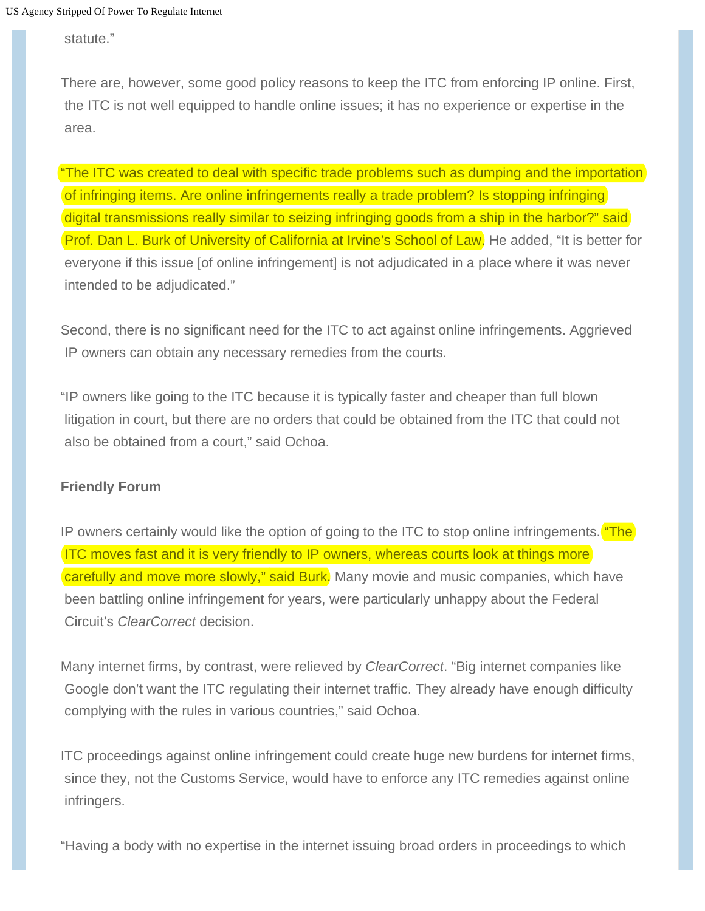statute."

There are, however, some good policy reasons to keep the ITC from enforcing IP online. First, the ITC is not well equipped to handle online issues; it has no experience or expertise in the area.

"The ITC was created to deal with specific trade problems such as dumping and the importation of infringing items. Are online infringements really a trade problem? Is stopping infringing digital transmissions really similar to seizing infringing goods from a ship in the harbor?" said Prof. Dan L. Burk of University of California at Irvine's School of Law. He added, "It is better for everyone if this issue [of online infringement] is not adjudicated in a place where it was never intended to be adjudicated."

Second, there is no significant need for the ITC to act against online infringements. Aggrieved IP owners can obtain any necessary remedies from the courts.

"IP owners like going to the ITC because it is typically faster and cheaper than full blown litigation in court, but there are no orders that could be obtained from the ITC that could not also be obtained from a court," said Ochoa.

**Friendly Forum**

IP owners certainly would like the option of going to the ITC to stop online infringements. "The ITC moves fast and it is very friendly to IP owners, whereas courts look at things more carefully and move more slowly," said Burk. Many movie and music companies, which have been battling online infringement for years, were particularly unhappy about the Federal Circuit's *ClearCorrect* decision.

Many internet firms, by contrast, were relieved by *ClearCorrect*. "Big internet companies like Google don't want the ITC regulating their internet traffic. They already have enough difficulty complying with the rules in various countries," said Ochoa.

ITC proceedings against online infringement could create huge new burdens for internet firms, since they, not the Customs Service, would have to enforce any ITC remedies against online infringers.

"Having a body with no expertise in the internet issuing broad orders in proceedings to which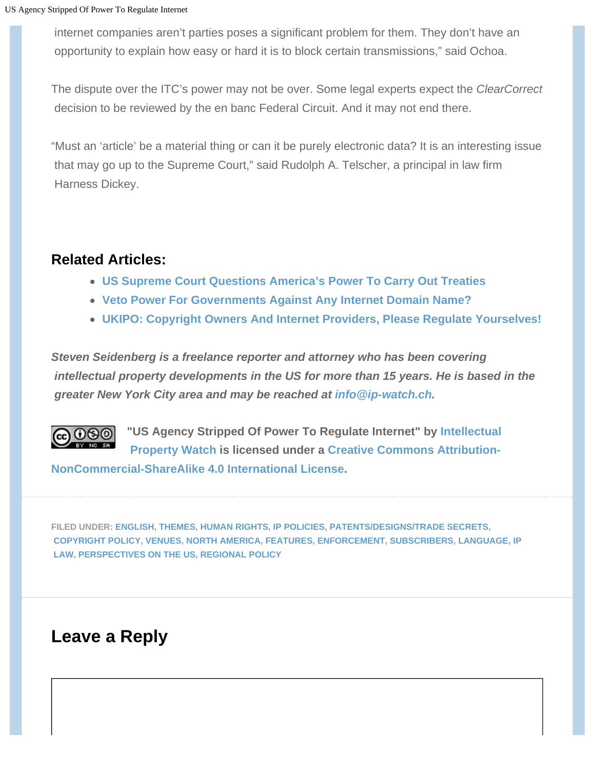internet companies aren't parties poses a significant problem for them. They don't have an opportunity to explain how easy or hard it is to block certain transmissions," said Ochoa.

The dispute over the ITC's power may not be over. Some legal experts expect the *ClearCorrect* decision to be reviewed by the en banc Federal Circuit. And it may not end there.

"Must an 'article' be a material thing or can it be purely electronic data? It is an interesting issue that may go up to the Supreme Court," said Rudolph A. Telscher, a principal in law firm Harness Dickey.

## Related Articles:

- **US Supreme Court Questions America's Power To Carry Out Treaties**
- **Veto Power For Governments Against Any Internet Domain Name?**
- **UKIPO: Copyright Owners And Internet Providers, Please Regulate Yourselves!**

***Steven Seidenberg is a freelance reporter and attorney who has been covering intellectual property developments in the US for more than 15 years. He is based in the greater New York City area and may be reached at info@ip-watch.ch.***

**"US Agency Stripped Of Power To Regulate Internet" by Intellectual Property Watch is licensed under a Creative Commons Attribution-NonCommercial-ShareAlike 4.0 International License.**

FILED UNDER: ENGLISH, THEMES, HUMAN RIGHTS, IP POLICIES, PATENTS/DESIGNS/TRADE SECRETS, COPYRIGHT POLICY, VENUES, NORTH AMERICA, FEATURES, ENFORCEMENT, SUBSCRIBERS, LANGUAGE, IP LAW, PERSPECTIVES ON THE US, REGIONAL POLICY

## Leave a Reply